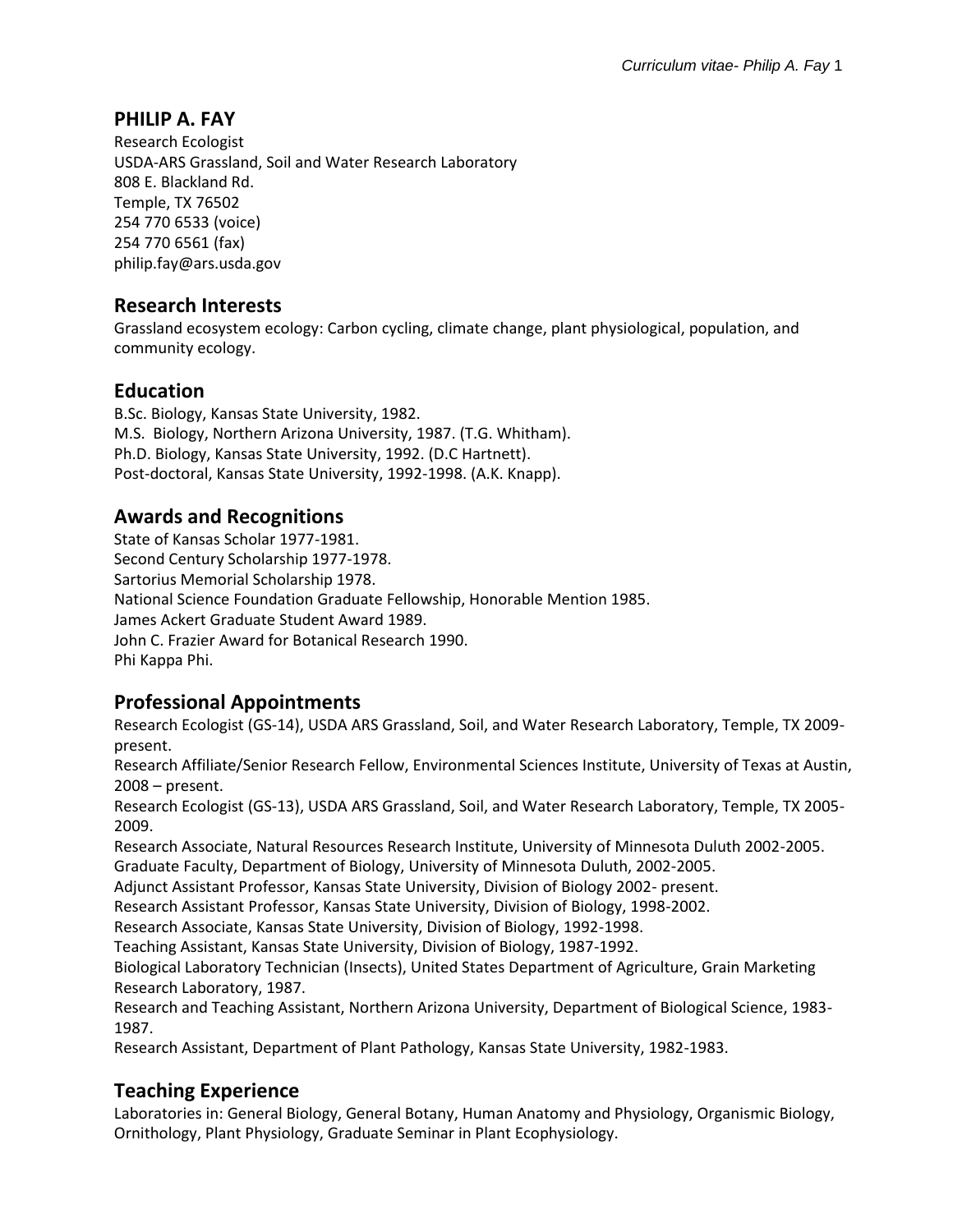# PHILIP A. FAY

Research Ecologist
USDA-ARS Grassland, Soil and Water Research Laboratory
808 E. Blackland Rd.
Temple, TX 76502
254 770 6533 (voice)
254 770 6561 (fax)
philip.fay@ars.usda.gov

## Research Interests

Grassland ecosystem ecology: Carbon cycling, climate change, plant physiological, population, and community ecology.

## Education

B.Sc. Biology, Kansas State University, 1982.
M.S. Biology, Northern Arizona University, 1987. (T.G. Whitham).
Ph.D. Biology, Kansas State University, 1992. (D.C Hartnett).
Post-doctoral, Kansas State University, 1992-1998. (A.K. Knapp).

## Awards and Recognitions

State of Kansas Scholar 1977-1981.
Second Century Scholarship 1977-1978.
Sartorius Memorial Scholarship 1978.
National Science Foundation Graduate Fellowship, Honorable Mention 1985.
James Ackert Graduate Student Award 1989.
John C. Frazier Award for Botanical Research 1990.
Phi Kappa Phi.

## Professional Appointments

Research Ecologist (GS-14), USDA ARS Grassland, Soil, and Water Research Laboratory, Temple, TX 2009-present.
Research Affiliate/Senior Research Fellow, Environmental Sciences Institute, University of Texas at Austin, 2008 – present.
Research Ecologist (GS-13), USDA ARS Grassland, Soil, and Water Research Laboratory, Temple, TX 2005-2009.
Research Associate, Natural Resources Research Institute, University of Minnesota Duluth 2002-2005.
Graduate Faculty, Department of Biology, University of Minnesota Duluth, 2002-2005.
Adjunct Assistant Professor, Kansas State University, Division of Biology 2002- present.
Research Assistant Professor, Kansas State University, Division of Biology, 1998-2002.
Research Associate, Kansas State University, Division of Biology, 1992-1998.
Teaching Assistant, Kansas State University, Division of Biology, 1987-1992.
Biological Laboratory Technician (Insects), United States Department of Agriculture, Grain Marketing Research Laboratory, 1987.
Research and Teaching Assistant, Northern Arizona University, Department of Biological Science, 1983-1987.
Research Assistant, Department of Plant Pathology, Kansas State University, 1982-1983.

## Teaching Experience

Laboratories in: General Biology, General Botany, Human Anatomy and Physiology, Organismic Biology, Ornithology, Plant Physiology, Graduate Seminar in Plant Ecophysiology.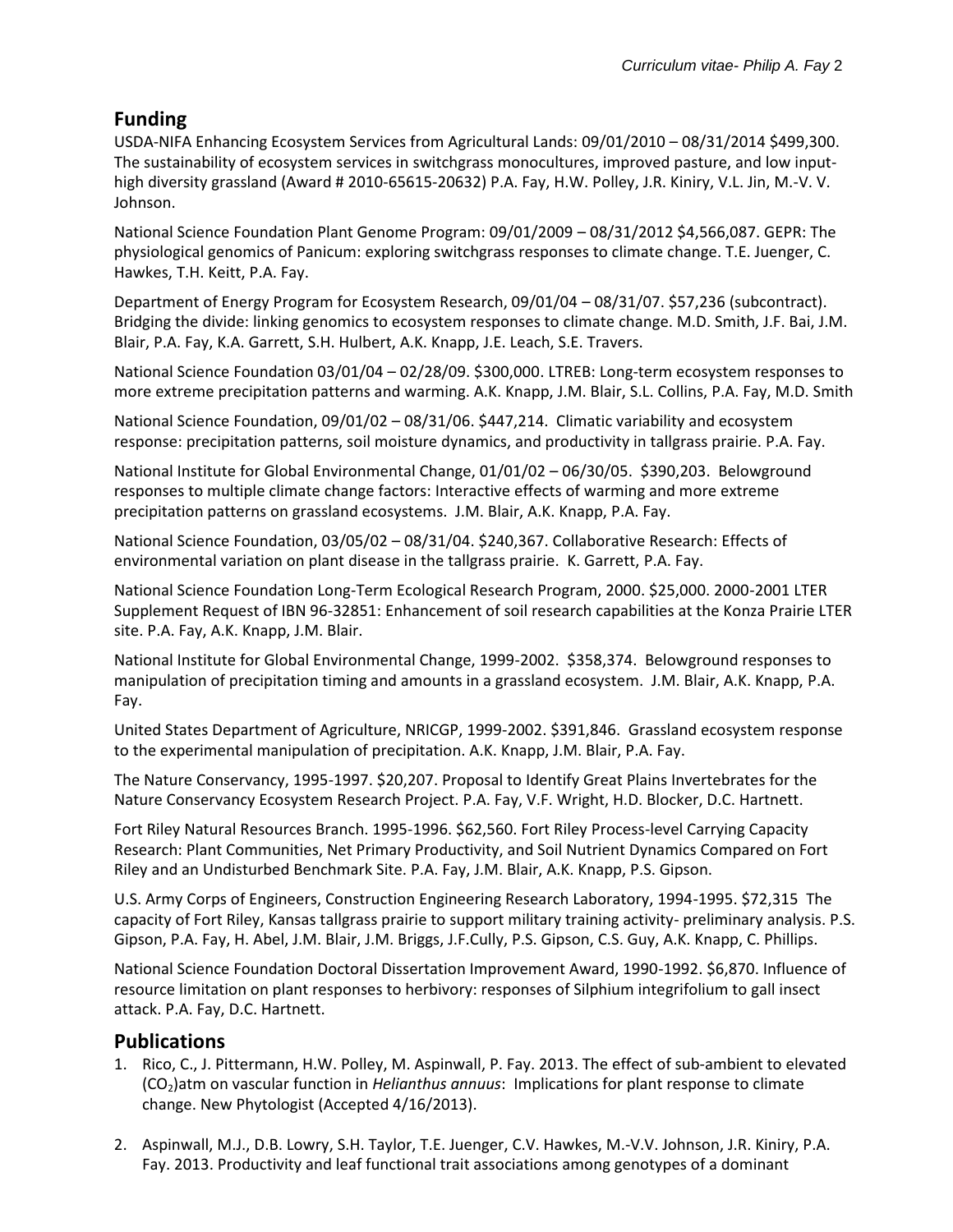## Funding

USDA-NIFA Enhancing Ecosystem Services from Agricultural Lands: 09/01/2010 – 08/31/2014 $499,300. The sustainability of ecosystem services in switchgrass monocultures, improved pasture, and low input-high diversity grassland (Award # 2010-65615-20632) P.A. Fay, H.W. Polley, J.R. Kiniry, V.L. Jin, M.-V. V. Johnson.

National Science Foundation Plant Genome Program: 09/01/2009 – 08/31/2012 $4,566,087. GEPR: The physiological genomics of Panicum: exploring switchgrass responses to climate change. T.E. Juenger, C. Hawkes, T.H. Keitt, P.A. Fay.

Department of Energy Program for Ecosystem Research, 09/01/04 – 08/31/07. $57,236 (subcontract). Bridging the divide: linking genomics to ecosystem responses to climate change. M.D. Smith, J.F. Bai, J.M. Blair, P.A. Fay, K.A. Garrett, S.H. Hulbert, A.K. Knapp, J.E. Leach, S.E. Travers.

National Science Foundation 03/01/04 – 02/28/09. $300,000. LTREB: Long-term ecosystem responses to more extreme precipitation patterns and warming. A.K. Knapp, J.M. Blair, S.L. Collins, P.A. Fay, M.D. Smith

National Science Foundation, 09/01/02 – 08/31/06. $447,214. Climatic variability and ecosystem response: precipitation patterns, soil moisture dynamics, and productivity in tallgrass prairie. P.A. Fay.

National Institute for Global Environmental Change, 01/01/02 – 06/30/05. $390,203. Belowground responses to multiple climate change factors: Interactive effects of warming and more extreme precipitation patterns on grassland ecosystems. J.M. Blair, A.K. Knapp, P.A. Fay.

National Science Foundation, 03/05/02 – 08/31/04. $240,367. Collaborative Research: Effects of environmental variation on plant disease in the tallgrass prairie. K. Garrett, P.A. Fay.

National Science Foundation Long-Term Ecological Research Program, 2000. $25,000. 2000-2001 LTER Supplement Request of IBN 96-32851: Enhancement of soil research capabilities at the Konza Prairie LTER site. P.A. Fay, A.K. Knapp, J.M. Blair.

National Institute for Global Environmental Change, 1999-2002. $358,374. Belowground responses to manipulation of precipitation timing and amounts in a grassland ecosystem. J.M. Blair, A.K. Knapp, P.A. Fay.

United States Department of Agriculture, NRICGP, 1999-2002. $391,846. Grassland ecosystem response to the experimental manipulation of precipitation. A.K. Knapp, J.M. Blair, P.A. Fay.

The Nature Conservancy, 1995-1997. $20,207. Proposal to Identify Great Plains Invertebrates for the Nature Conservancy Ecosystem Research Project. P.A. Fay, V.F. Wright, H.D. Blocker, D.C. Hartnett.

Fort Riley Natural Resources Branch. 1995-1996. $62,560. Fort Riley Process-level Carrying Capacity Research: Plant Communities, Net Primary Productivity, and Soil Nutrient Dynamics Compared on Fort Riley and an Undisturbed Benchmark Site. P.A. Fay, J.M. Blair, A.K. Knapp, P.S. Gipson.

U.S. Army Corps of Engineers, Construction Engineering Research Laboratory, 1994-1995. $72,315 The capacity of Fort Riley, Kansas tallgrass prairie to support military training activity- preliminary analysis. P.S. Gipson, P.A. Fay, H. Abel, J.M. Blair, J.M. Briggs, J.F.Cully, P.S. Gipson, C.S. Guy, A.K. Knapp, C. Phillips.

National Science Foundation Doctoral Dissertation Improvement Award, 1990-1992. $6,870. Influence of resource limitation on plant responses to herbivory: responses of Silphium integrifolium to gall insect attack. P.A. Fay, D.C. Hartnett.

## Publications

1. Rico, C., J. Pittermann, H.W. Polley, M. Aspinwall, P. Fay. 2013. The effect of sub-ambient to elevated ($CO_2$)atm on vascular function in *Helianthus annuus*: Implications for plant response to climate change. New Phytologist (Accepted 4/16/2013).

2. Aspinwall, M.J., D.B. Lowry, S.H. Taylor, T.E. Juenger, C.V. Hawkes, M.-V.V. Johnson, J.R. Kiniry, P.A. Fay. 2013. Productivity and leaf functional trait associations among genotypes of a dominant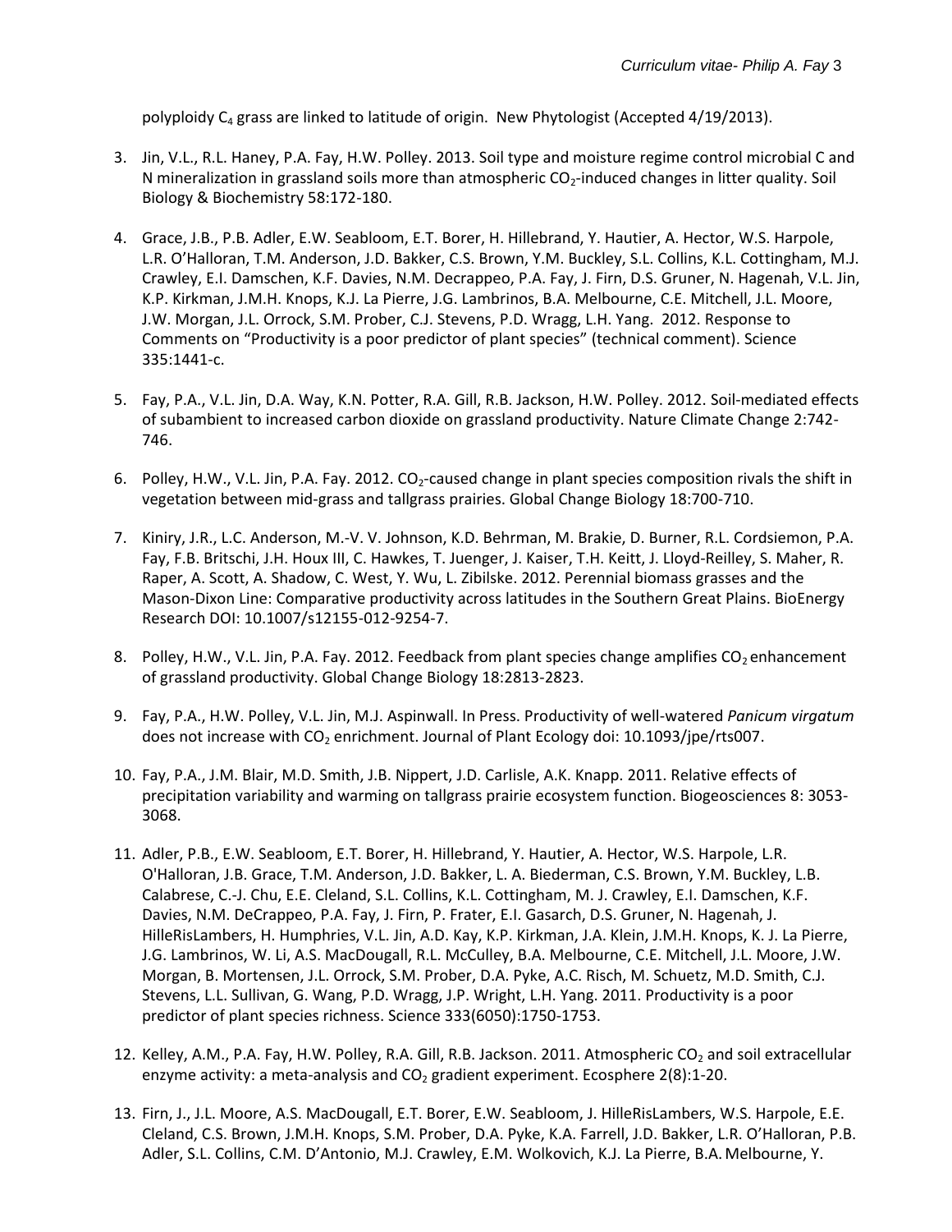polyploidy $C_4$ grass are linked to latitude of origin. New Phytologist (Accepted 4/19/2013).

3. Jin, V.L., R.L. Haney, P.A. Fay, H.W. Polley. 2013. Soil type and moisture regime control microbial C and N mineralization in grassland soils more than atmospheric $CO_2$-induced changes in litter quality. Soil Biology & Biochemistry 58:172-180.

4. Grace, J.B., P.B. Adler, E.W. Seabloom, E.T. Borer, H. Hillebrand, Y. Hautier, A. Hector, W.S. Harpole, L.R. O'Halloran, T.M. Anderson, J.D. Bakker, C.S. Brown, Y.M. Buckley, S.L. Collins, K.L. Cottingham, M.J. Crawley, E.I. Damschen, K.F. Davies, N.M. Decrappeo, P.A. Fay, J. Firn, D.S. Gruner, N. Hagenah, V.L. Jin, K.P. Kirkman, J.M.H. Knops, K.J. La Pierre, J.G. Lambrinos, B.A. Melbourne, C.E. Mitchell, J.L. Moore, J.W. Morgan, J.L. Orrock, S.M. Prober, C.J. Stevens, P.D. Wragg, L.H. Yang. 2012. Response to Comments on "Productivity is a poor predictor of plant species" (technical comment). Science 335:1441-c.

5. Fay, P.A., V.L. Jin, D.A. Way, K.N. Potter, R.A. Gill, R.B. Jackson, H.W. Polley. 2012. Soil-mediated effects of subambient to increased carbon dioxide on grassland productivity. Nature Climate Change 2:742-746.

6. Polley, H.W., V.L. Jin, P.A. Fay. 2012. $CO_2$-caused change in plant species composition rivals the shift in vegetation between mid-grass and tallgrass prairies. Global Change Biology 18:700-710.

7. Kiniry, J.R., L.C. Anderson, M.-V. V. Johnson, K.D. Behrman, M. Brakie, D. Burner, R.L. Cordsiemon, P.A. Fay, F.B. Britschi, J.H. Houx III, C. Hawkes, T. Juenger, J. Kaiser, T.H. Keitt, J. Lloyd-Reilley, S. Maher, R. Raper, A. Scott, A. Shadow, C. West, Y. Wu, L. Zibilske. 2012. Perennial biomass grasses and the Mason-Dixon Line: Comparative productivity across latitudes in the Southern Great Plains. BioEnergy Research DOI: 10.1007/s12155-012-9254-7.

8. Polley, H.W., V.L. Jin, P.A. Fay. 2012. Feedback from plant species change amplifies $CO_2$ enhancement of grassland productivity. Global Change Biology 18:2813-2823.

9. Fay, P.A., H.W. Polley, V.L. Jin, M.J. Aspinwall. In Press. Productivity of well-watered *Panicum virgatum* does not increase with $CO_2$ enrichment. Journal of Plant Ecology doi: 10.1093/jpe/rts007.

10. Fay, P.A., J.M. Blair, M.D. Smith, J.B. Nippert, J.D. Carlisle, A.K. Knapp. 2011. Relative effects of precipitation variability and warming on tallgrass prairie ecosystem function. Biogeosciences 8: 3053-3068.

11. Adler, P.B., E.W. Seabloom, E.T. Borer, H. Hillebrand, Y. Hautier, A. Hector, W.S. Harpole, L.R. O'Halloran, J.B. Grace, T.M. Anderson, J.D. Bakker, L. A. Biederman, C.S. Brown, Y.M. Buckley, L.B. Calabrese, C.-J. Chu, E.E. Cleland, S.L. Collins, K.L. Cottingham, M. J. Crawley, E.I. Damschen, K.F. Davies, N.M. DeCrappeo, P.A. Fay, J. Firn, P. Frater, E.I. Gasarch, D.S. Gruner, N. Hagenah, J. HilleRisLambers, H. Humphries, V.L. Jin, A.D. Kay, K.P. Kirkman, J.A. Klein, J.M.H. Knops, K. J. La Pierre, J.G. Lambrinos, W. Li, A.S. MacDougall, R.L. McCulley, B.A. Melbourne, C.E. Mitchell, J.L. Moore, J.W. Morgan, B. Mortensen, J.L. Orrock, S.M. Prober, D.A. Pyke, A.C. Risch, M. Schuetz, M.D. Smith, C.J. Stevens, L.L. Sullivan, G. Wang, P.D. Wragg, J.P. Wright, L.H. Yang. 2011. Productivity is a poor predictor of plant species richness. Science 333(6050):1750-1753.

12. Kelley, A.M., P.A. Fay, H.W. Polley, R.A. Gill, R.B. Jackson. 2011. Atmospheric $CO_2$ and soil extracellular enzyme activity: a meta-analysis and $CO_2$ gradient experiment. Ecosphere 2(8):1-20.

13. Firn, J., J.L. Moore, A.S. MacDougall, E.T. Borer, E.W. Seabloom, J. HilleRisLambers, W.S. Harpole, E.E. Cleland, C.S. Brown, J.M.H. Knops, S.M. Prober, D.A. Pyke, K.A. Farrell, J.D. Bakker, L.R. O'Halloran, P.B. Adler, S.L. Collins, C.M. D'Antonio, M.J. Crawley, E.M. Wolkovich, K.J. La Pierre, B.A. Melbourne, Y.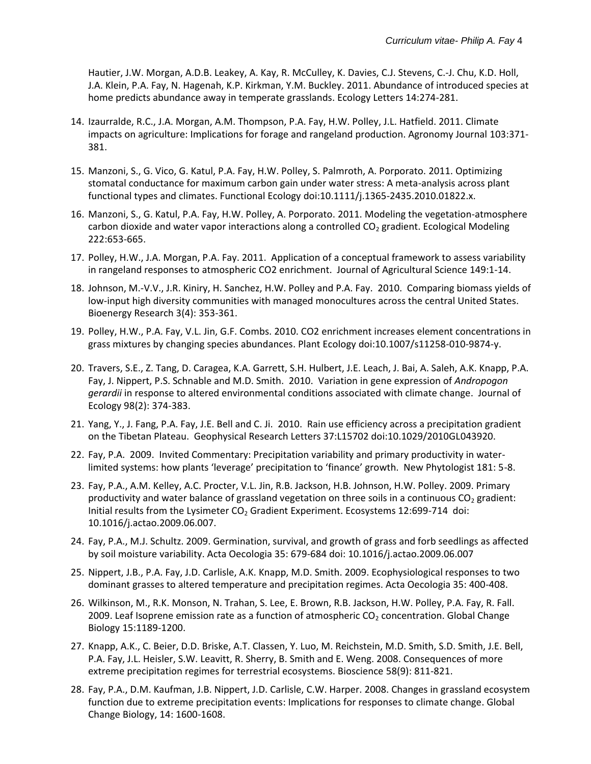Hautier, J.W. Morgan, A.D.B. Leakey, A. Kay, R. McCulley, K. Davies, C.J. Stevens, C.-J. Chu, K.D. Holl, J.A. Klein, P.A. Fay, N. Hagenah, K.P. Kirkman, Y.M. Buckley. 2011. Abundance of introduced species at home predicts abundance away in temperate grasslands. Ecology Letters 14:274-281.

14. Izaurralde, R.C., J.A. Morgan, A.M. Thompson, P.A. Fay, H.W. Polley, J.L. Hatfield. 2011. Climate impacts on agriculture: Implications for forage and rangeland production. Agronomy Journal 103:371-381.

15. Manzoni, S., G. Vico, G. Katul, P.A. Fay, H.W. Polley, S. Palmroth, A. Porporato. 2011. Optimizing stomatal conductance for maximum carbon gain under water stress: A meta-analysis across plant functional types and climates. Functional Ecology doi:10.1111/j.1365-2435.2010.01822.x.

16. Manzoni, S., G. Katul, P.A. Fay, H.W. Polley, A. Porporato. 2011. Modeling the vegetation-atmosphere carbon dioxide and water vapor interactions along a controlled $CO_2$ gradient. Ecological Modeling 222:653-665.

17. Polley, H.W., J.A. Morgan, P.A. Fay. 2011. Application of a conceptual framework to assess variability in rangeland responses to atmospheric CO2 enrichment. Journal of Agricultural Science 149:1-14.

18. Johnson, M.-V.V., J.R. Kiniry, H. Sanchez, H.W. Polley and P.A. Fay. 2010. Comparing biomass yields of low-input high diversity communities with managed monocultures across the central United States. Bioenergy Research 3(4): 353-361.

19. Polley, H.W., P.A. Fay, V.L. Jin, G.F. Combs. 2010. CO2 enrichment increases element concentrations in grass mixtures by changing species abundances. Plant Ecology doi:10.1007/s11258-010-9874-y.

20. Travers, S.E., Z. Tang, D. Caragea, K.A. Garrett, S.H. Hulbert, J.E. Leach, J. Bai, A. Saleh, A.K. Knapp, P.A. Fay, J. Nippert, P.S. Schnable and M.D. Smith. 2010. Variation in gene expression of *Andropogon gerardii* in response to altered environmental conditions associated with climate change. Journal of Ecology 98(2): 374-383.

21. Yang, Y., J. Fang, P.A. Fay, J.E. Bell and C. Ji. 2010. Rain use efficiency across a precipitation gradient on the Tibetan Plateau. Geophysical Research Letters 37:L15702 doi:10.1029/2010GL043920.

22. Fay, P.A. 2009. Invited Commentary: Precipitation variability and primary productivity in water-limited systems: how plants 'leverage' precipitation to 'finance' growth. New Phytologist 181: 5-8.

23. Fay, P.A., A.M. Kelley, A.C. Procter, V.L. Jin, R.B. Jackson, H.B. Johnson, H.W. Polley. 2009. Primary productivity and water balance of grassland vegetation on three soils in a continuous $CO_2$ gradient: Initial results from the Lysimeter $CO_2$ Gradient Experiment. Ecosystems 12:699-714 doi: 10.1016/j.actao.2009.06.007.

24. Fay, P.A., M.J. Schultz. 2009. Germination, survival, and growth of grass and forb seedlings as affected by soil moisture variability. Acta Oecologia 35: 679-684 doi: 10.1016/j.actao.2009.06.007

25. Nippert, J.B., P.A. Fay, J.D. Carlisle, A.K. Knapp, M.D. Smith. 2009. Ecophysiological responses to two dominant grasses to altered temperature and precipitation regimes. Acta Oecologia 35: 400-408.

26. Wilkinson, M., R.K. Monson, N. Trahan, S. Lee, E. Brown, R.B. Jackson, H.W. Polley, P.A. Fay, R. Fall. 2009. Leaf Isoprene emission rate as a function of atmospheric $CO_2$ concentration. Global Change Biology 15:1189-1200.

27. Knapp, A.K., C. Beier, D.D. Briske, A.T. Classen, Y. Luo, M. Reichstein, M.D. Smith, S.D. Smith, J.E. Bell, P.A. Fay, J.L. Heisler, S.W. Leavitt, R. Sherry, B. Smith and E. Weng. 2008. Consequences of more extreme precipitation regimes for terrestrial ecosystems. Bioscience 58(9): 811-821.

28. Fay, P.A., D.M. Kaufman, J.B. Nippert, J.D. Carlisle, C.W. Harper. 2008. Changes in grassland ecosystem function due to extreme precipitation events: Implications for responses to climate change. Global Change Biology, 14: 1600-1608.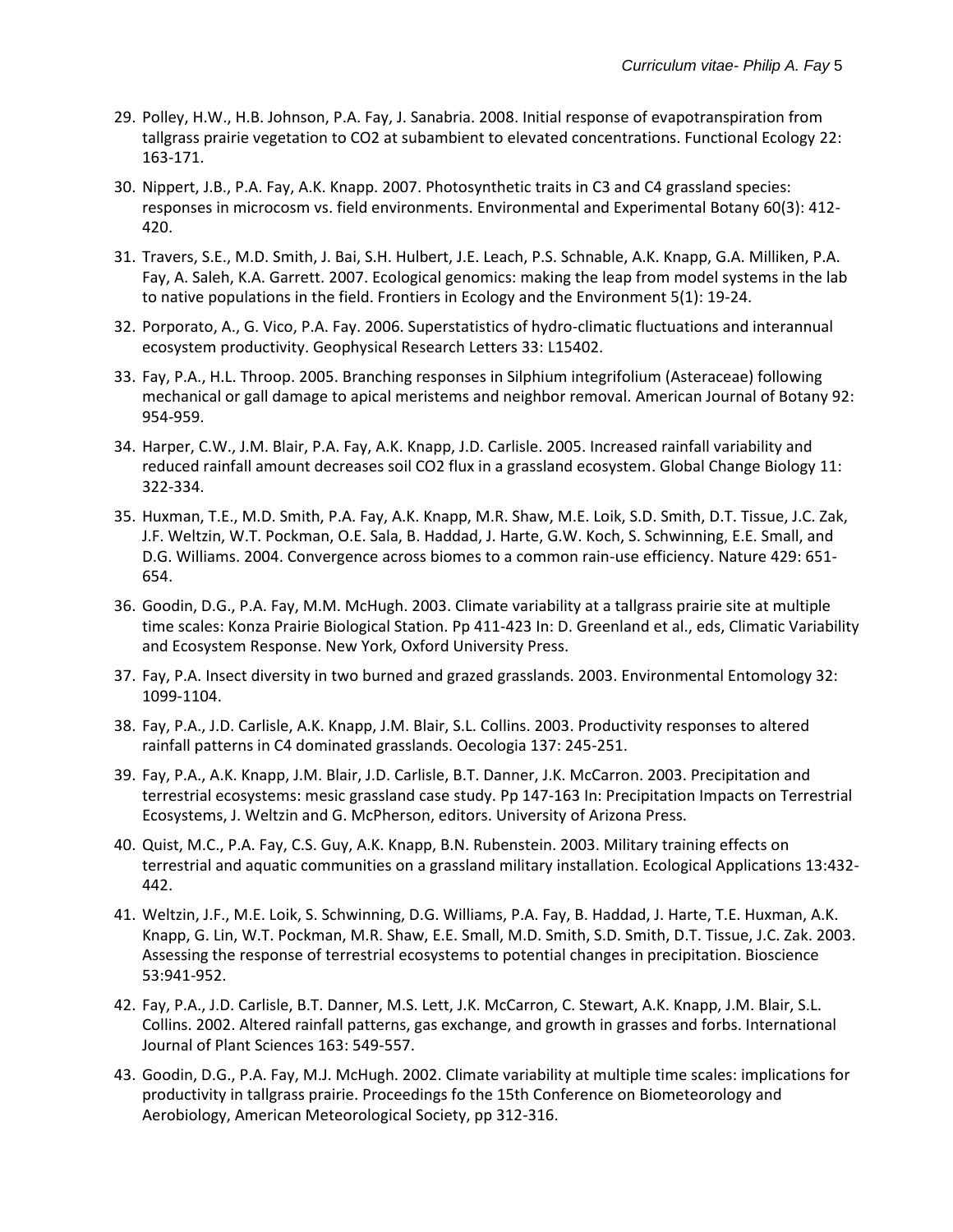29. Polley, H.W., H.B. Johnson, P.A. Fay, J. Sanabria. 2008. Initial response of evapotranspiration from tallgrass prairie vegetation to CO2 at subambient to elevated concentrations. Functional Ecology 22: 163-171.

30. Nippert, J.B., P.A. Fay, A.K. Knapp. 2007. Photosynthetic traits in C3 and C4 grassland species: responses in microcosm vs. field environments. Environmental and Experimental Botany 60(3): 412-420.

31. Travers, S.E., M.D. Smith, J. Bai, S.H. Hulbert, J.E. Leach, P.S. Schnable, A.K. Knapp, G.A. Milliken, P.A. Fay, A. Saleh, K.A. Garrett. 2007. Ecological genomics: making the leap from model systems in the lab to native populations in the field. Frontiers in Ecology and the Environment 5(1): 19-24.

32. Porporato, A., G. Vico, P.A. Fay. 2006. Superstatistics of hydro-climatic fluctuations and interannual ecosystem productivity. Geophysical Research Letters 33: L15402.

33. Fay, P.A., H.L. Throop. 2005. Branching responses in Silphium integrifolium (Asteraceae) following mechanical or gall damage to apical meristems and neighbor removal. American Journal of Botany 92: 954-959.

34. Harper, C.W., J.M. Blair, P.A. Fay, A.K. Knapp, J.D. Carlisle. 2005. Increased rainfall variability and reduced rainfall amount decreases soil CO2 flux in a grassland ecosystem. Global Change Biology 11: 322-334.

35. Huxman, T.E., M.D. Smith, P.A. Fay, A.K. Knapp, M.R. Shaw, M.E. Loik, S.D. Smith, D.T. Tissue, J.C. Zak, J.F. Weltzin, W.T. Pockman, O.E. Sala, B. Haddad, J. Harte, G.W. Koch, S. Schwinning, E.E. Small, and D.G. Williams. 2004. Convergence across biomes to a common rain-use efficiency. Nature 429: 651-654.

36. Goodin, D.G., P.A. Fay, M.M. McHugh. 2003. Climate variability at a tallgrass prairie site at multiple time scales: Konza Prairie Biological Station. Pp 411-423 In: D. Greenland et al., eds, Climatic Variability and Ecosystem Response. New York, Oxford University Press.

37. Fay, P.A. Insect diversity in two burned and grazed grasslands. 2003. Environmental Entomology 32: 1099-1104.

38. Fay, P.A., J.D. Carlisle, A.K. Knapp, J.M. Blair, S.L. Collins. 2003. Productivity responses to altered rainfall patterns in C4 dominated grasslands. Oecologia 137: 245-251.

39. Fay, P.A., A.K. Knapp, J.M. Blair, J.D. Carlisle, B.T. Danner, J.K. McCarron. 2003. Precipitation and terrestrial ecosystems: mesic grassland case study. Pp 147-163 In: Precipitation Impacts on Terrestrial Ecosystems, J. Weltzin and G. McPherson, editors. University of Arizona Press.

40. Quist, M.C., P.A. Fay, C.S. Guy, A.K. Knapp, B.N. Rubenstein. 2003. Military training effects on terrestrial and aquatic communities on a grassland military installation. Ecological Applications 13:432-442.

41. Weltzin, J.F., M.E. Loik, S. Schwinning, D.G. Williams, P.A. Fay, B. Haddad, J. Harte, T.E. Huxman, A.K. Knapp, G. Lin, W.T. Pockman, M.R. Shaw, E.E. Small, M.D. Smith, S.D. Smith, D.T. Tissue, J.C. Zak. 2003. Assessing the response of terrestrial ecosystems to potential changes in precipitation. Bioscience 53:941-952.

42. Fay, P.A., J.D. Carlisle, B.T. Danner, M.S. Lett, J.K. McCarron, C. Stewart, A.K. Knapp, J.M. Blair, S.L. Collins. 2002. Altered rainfall patterns, gas exchange, and growth in grasses and forbs. International Journal of Plant Sciences 163: 549-557.

43. Goodin, D.G., P.A. Fay, M.J. McHugh. 2002. Climate variability at multiple time scales: implications for productivity in tallgrass prairie. Proceedings fo the 15th Conference on Biometeorology and Aerobiology, American Meteorological Society, pp 312-316.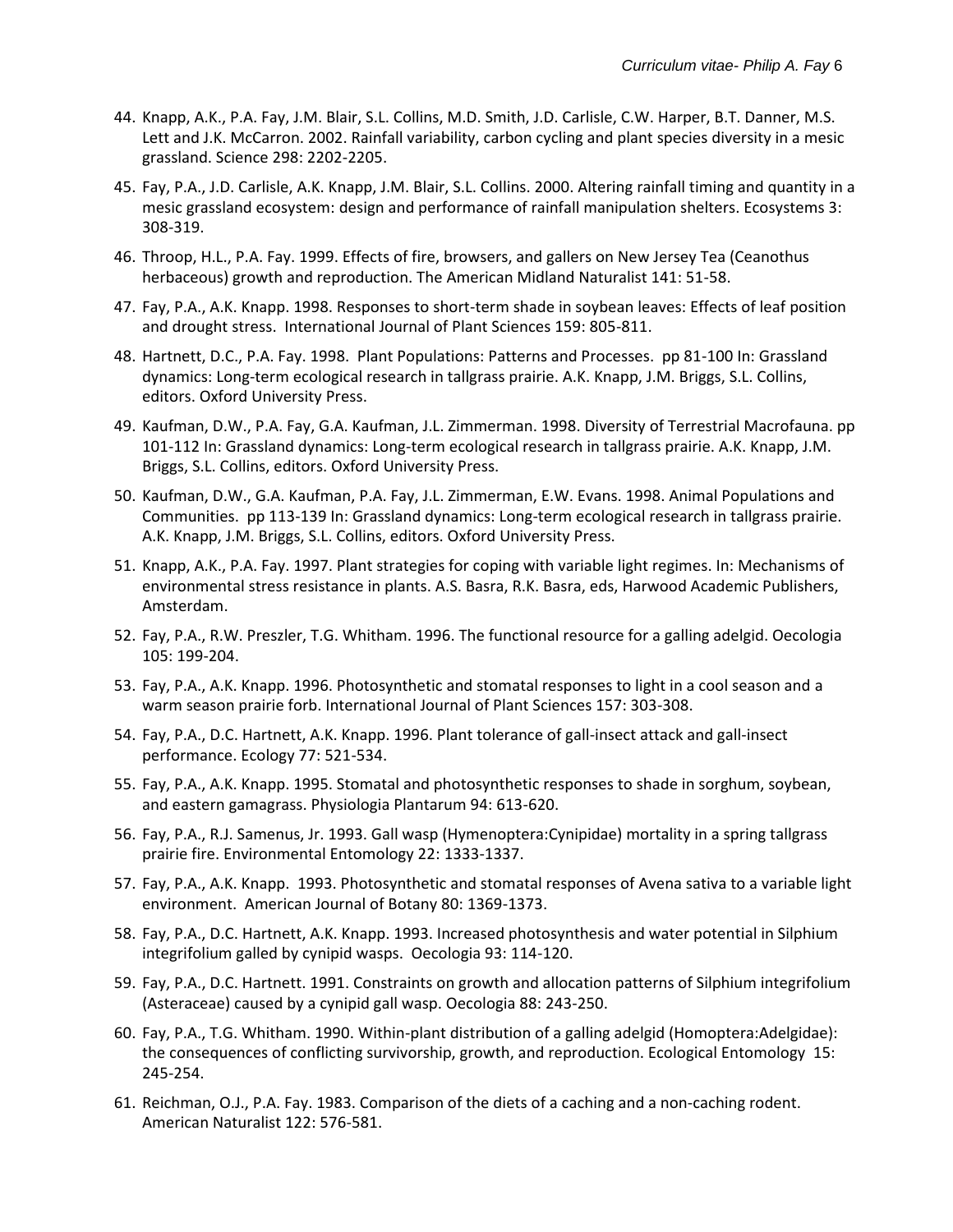44. Knapp, A.K., P.A. Fay, J.M. Blair, S.L. Collins, M.D. Smith, J.D. Carlisle, C.W. Harper, B.T. Danner, M.S. Lett and J.K. McCarron. 2002. Rainfall variability, carbon cycling and plant species diversity in a mesic grassland. Science 298: 2202-2205.
45. Fay, P.A., J.D. Carlisle, A.K. Knapp, J.M. Blair, S.L. Collins. 2000. Altering rainfall timing and quantity in a mesic grassland ecosystem: design and performance of rainfall manipulation shelters. Ecosystems 3: 308-319.
46. Throop, H.L., P.A. Fay. 1999. Effects of fire, browsers, and gallers on New Jersey Tea (Ceanothus herbaceous) growth and reproduction. The American Midland Naturalist 141: 51-58.
47. Fay, P.A., A.K. Knapp. 1998. Responses to short-term shade in soybean leaves: Effects of leaf position and drought stress. International Journal of Plant Sciences 159: 805-811.
48. Hartnett, D.C., P.A. Fay. 1998. Plant Populations: Patterns and Processes. pp 81-100 In: Grassland dynamics: Long-term ecological research in tallgrass prairie. A.K. Knapp, J.M. Briggs, S.L. Collins, editors. Oxford University Press.
49. Kaufman, D.W., P.A. Fay, G.A. Kaufman, J.L. Zimmerman. 1998. Diversity of Terrestrial Macrofauna. pp 101-112 In: Grassland dynamics: Long-term ecological research in tallgrass prairie. A.K. Knapp, J.M. Briggs, S.L. Collins, editors. Oxford University Press.
50. Kaufman, D.W., G.A. Kaufman, P.A. Fay, J.L. Zimmerman, E.W. Evans. 1998. Animal Populations and Communities. pp 113-139 In: Grassland dynamics: Long-term ecological research in tallgrass prairie. A.K. Knapp, J.M. Briggs, S.L. Collins, editors. Oxford University Press.
51. Knapp, A.K., P.A. Fay. 1997. Plant strategies for coping with variable light regimes. In: Mechanisms of environmental stress resistance in plants. A.S. Basra, R.K. Basra, eds, Harwood Academic Publishers, Amsterdam.
52. Fay, P.A., R.W. Preszler, T.G. Whitham. 1996. The functional resource for a galling adelgid. Oecologia 105: 199-204.
53. Fay, P.A., A.K. Knapp. 1996. Photosynthetic and stomatal responses to light in a cool season and a warm season prairie forb. International Journal of Plant Sciences 157: 303-308.
54. Fay, P.A., D.C. Hartnett, A.K. Knapp. 1996. Plant tolerance of gall-insect attack and gall-insect performance. Ecology 77: 521-534.
55. Fay, P.A., A.K. Knapp. 1995. Stomatal and photosynthetic responses to shade in sorghum, soybean, and eastern gamagrass. Physiologia Plantarum 94: 613-620.
56. Fay, P.A., R.J. Samenus, Jr. 1993. Gall wasp (Hymenoptera:Cynipidae) mortality in a spring tallgrass prairie fire. Environmental Entomology 22: 1333-1337.
57. Fay, P.A., A.K. Knapp. 1993. Photosynthetic and stomatal responses of Avena sativa to a variable light environment. American Journal of Botany 80: 1369-1373.
58. Fay, P.A., D.C. Hartnett, A.K. Knapp. 1993. Increased photosynthesis and water potential in Silphium integrifolium galled by cynipid wasps. Oecologia 93: 114-120.
59. Fay, P.A., D.C. Hartnett. 1991. Constraints on growth and allocation patterns of Silphium integrifolium (Asteraceae) caused by a cynipid gall wasp. Oecologia 88: 243-250.
60. Fay, P.A., T.G. Whitham. 1990. Within-plant distribution of a galling adelgid (Homoptera:Adelgidae): the consequences of conflicting survivorship, growth, and reproduction. Ecological Entomology 15: 245-254.
61. Reichman, O.J., P.A. Fay. 1983. Comparison of the diets of a caching and a non-caching rodent. American Naturalist 122: 576-581.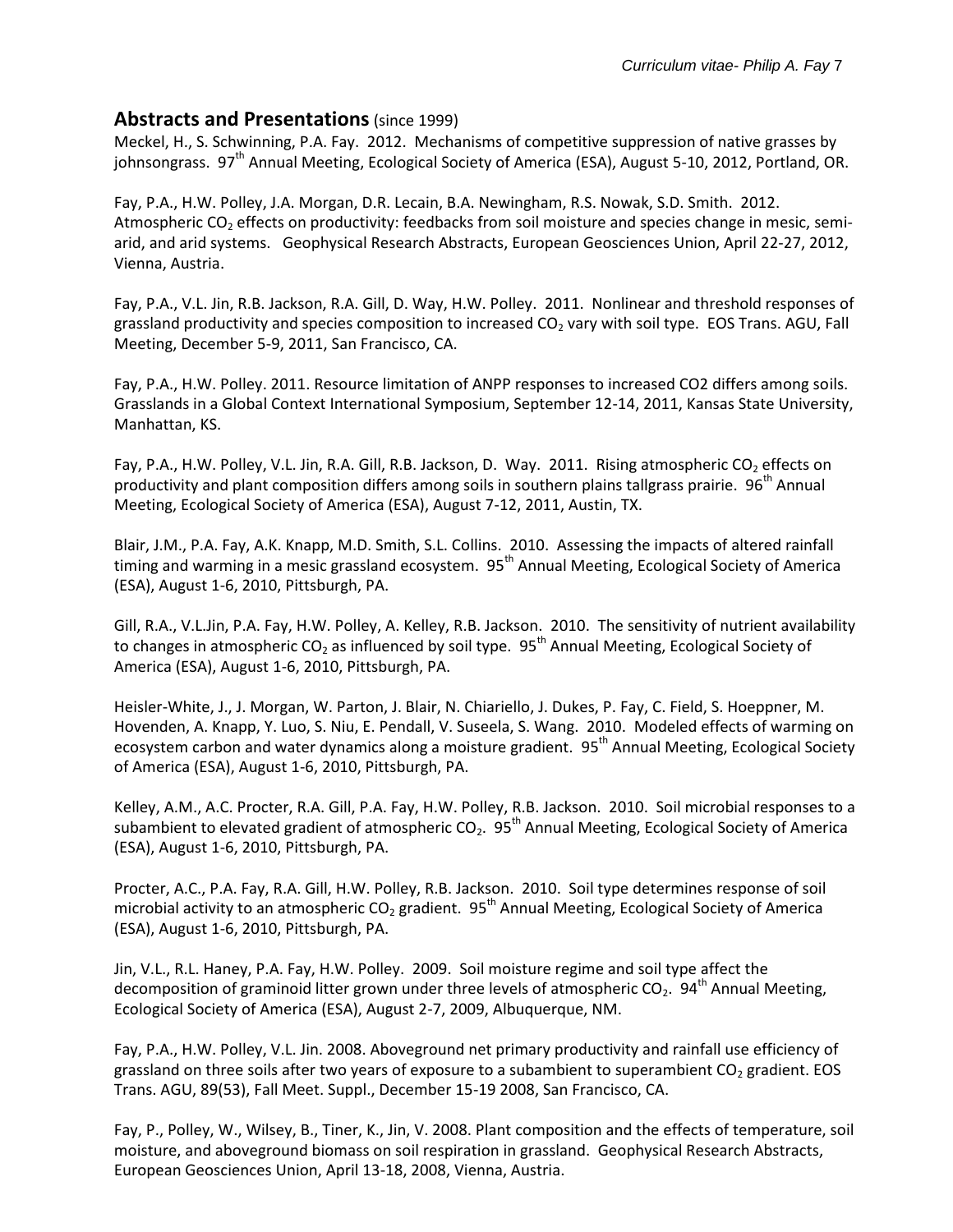## Abstracts and Presentations (since 1999)

Meckel, H., S. Schwinning, P.A. Fay. 2012. Mechanisms of competitive suppression of native grasses by johnsongrass. 97th Annual Meeting, Ecological Society of America (ESA), August 5-10, 2012, Portland, OR.

Fay, P.A., H.W. Polley, J.A. Morgan, D.R. Lecain, B.A. Newingham, R.S. Nowak, S.D. Smith. 2012. Atmospheric $CO_2$ effects on productivity: feedbacks from soil moisture and species change in mesic, semi-arid, and arid systems. Geophysical Research Abstracts, European Geosciences Union, April 22-27, 2012, Vienna, Austria.

Fay, P.A., V.L. Jin, R.B. Jackson, R.A. Gill, D. Way, H.W. Polley. 2011. Nonlinear and threshold responses of grassland productivity and species composition to increased $CO_2$ vary with soil type. EOS Trans. AGU, Fall Meeting, December 5-9, 2011, San Francisco, CA.

Fay, P.A., H.W. Polley. 2011. Resource limitation of ANPP responses to increased CO2 differs among soils. Grasslands in a Global Context International Symposium, September 12-14, 2011, Kansas State University, Manhattan, KS.

Fay, P.A., H.W. Polley, V.L. Jin, R.A. Gill, R.B. Jackson, D. Way. 2011. Rising atmospheric $CO_2$ effects on productivity and plant composition differs among soils in southern plains tallgrass prairie. 96th Annual Meeting, Ecological Society of America (ESA), August 7-12, 2011, Austin, TX.

Blair, J.M., P.A. Fay, A.K. Knapp, M.D. Smith, S.L. Collins. 2010. Assessing the impacts of altered rainfall timing and warming in a mesic grassland ecosystem. 95th Annual Meeting, Ecological Society of America (ESA), August 1-6, 2010, Pittsburgh, PA.

Gill, R.A., V.L.Jin, P.A. Fay, H.W. Polley, A. Kelley, R.B. Jackson. 2010. The sensitivity of nutrient availability to changes in atmospheric $CO_2$ as influenced by soil type. 95th Annual Meeting, Ecological Society of America (ESA), August 1-6, 2010, Pittsburgh, PA.

Heisler-White, J., J. Morgan, W. Parton, J. Blair, N. Chiariello, J. Dukes, P. Fay, C. Field, S. Hoeppner, M. Hovenden, A. Knapp, Y. Luo, S. Niu, E. Pendall, V. Suseela, S. Wang. 2010. Modeled effects of warming on ecosystem carbon and water dynamics along a moisture gradient. 95th Annual Meeting, Ecological Society of America (ESA), August 1-6, 2010, Pittsburgh, PA.

Kelley, A.M., A.C. Procter, R.A. Gill, P.A. Fay, H.W. Polley, R.B. Jackson. 2010. Soil microbial responses to a subambient to elevated gradient of atmospheric $CO_2$. 95th Annual Meeting, Ecological Society of America (ESA), August 1-6, 2010, Pittsburgh, PA.

Procter, A.C., P.A. Fay, R.A. Gill, H.W. Polley, R.B. Jackson. 2010. Soil type determines response of soil microbial activity to an atmospheric $CO_2$ gradient. 95th Annual Meeting, Ecological Society of America (ESA), August 1-6, 2010, Pittsburgh, PA.

Jin, V.L., R.L. Haney, P.A. Fay, H.W. Polley. 2009. Soil moisture regime and soil type affect the decomposition of graminoid litter grown under three levels of atmospheric $CO_2$. 94th Annual Meeting, Ecological Society of America (ESA), August 2-7, 2009, Albuquerque, NM.

Fay, P.A., H.W. Polley, V.L. Jin. 2008. Aboveground net primary productivity and rainfall use efficiency of grassland on three soils after two years of exposure to a subambient to superambient $CO_2$ gradient. EOS Trans. AGU, 89(53), Fall Meet. Suppl., December 15-19 2008, San Francisco, CA.

Fay, P., Polley, W., Wilsey, B., Tiner, K., Jin, V. 2008. Plant composition and the effects of temperature, soil moisture, and aboveground biomass on soil respiration in grassland. Geophysical Research Abstracts, European Geosciences Union, April 13-18, 2008, Vienna, Austria.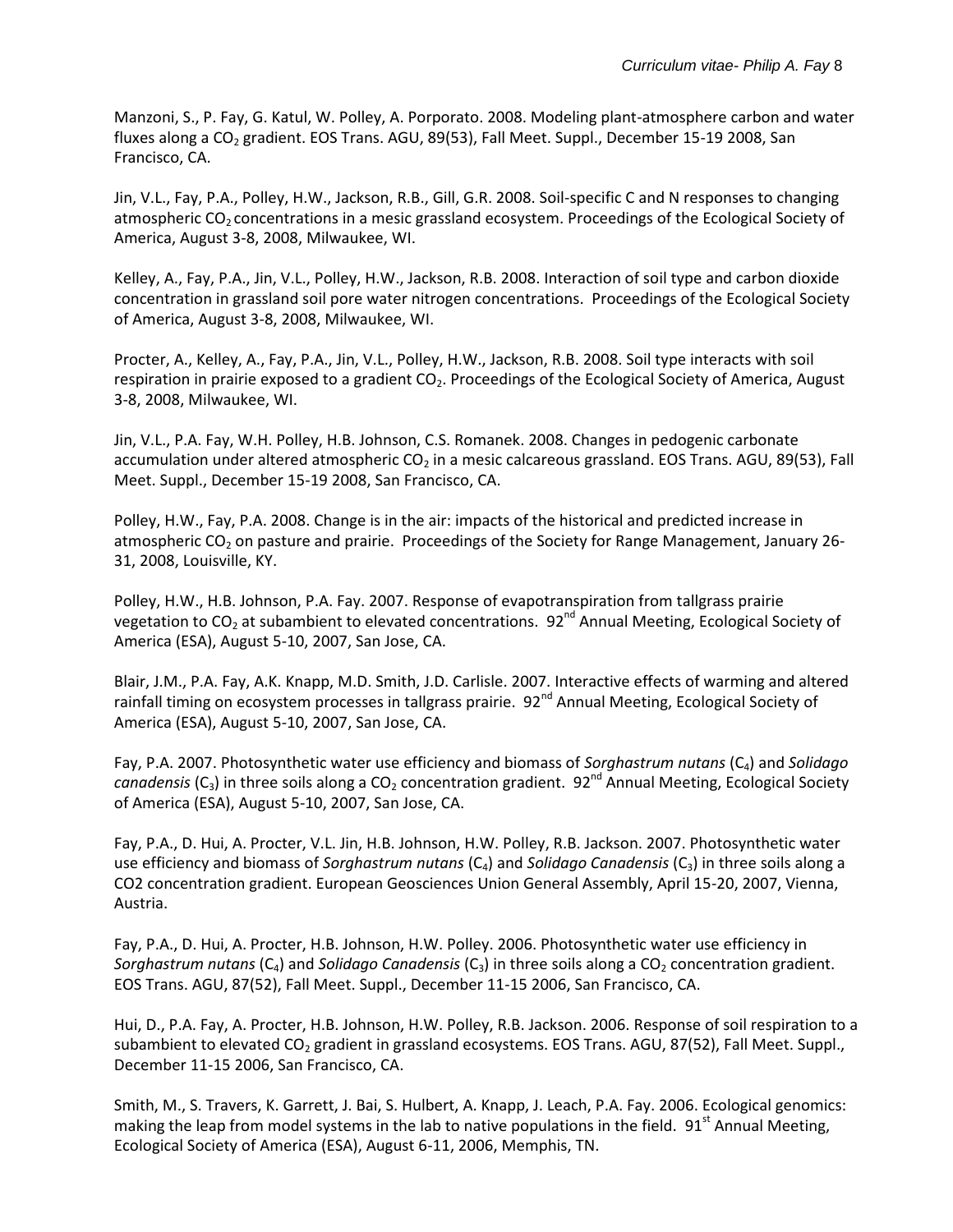Manzoni, S., P. Fay, G. Katul, W. Polley, A. Porporato. 2008. Modeling plant-atmosphere carbon and water fluxes along a $CO_2$ gradient. EOS Trans. AGU, 89(53), Fall Meet. Suppl., December 15-19 2008, San Francisco, CA.

Jin, V.L., Fay, P.A., Polley, H.W., Jackson, R.B., Gill, G.R. 2008. Soil-specific C and N responses to changing atmospheric $CO_2$ concentrations in a mesic grassland ecosystem. Proceedings of the Ecological Society of America, August 3-8, 2008, Milwaukee, WI.

Kelley, A., Fay, P.A., Jin, V.L., Polley, H.W., Jackson, R.B. 2008. Interaction of soil type and carbon dioxide concentration in grassland soil pore water nitrogen concentrations. Proceedings of the Ecological Society of America, August 3-8, 2008, Milwaukee, WI.

Procter, A., Kelley, A., Fay, P.A., Jin, V.L., Polley, H.W., Jackson, R.B. 2008. Soil type interacts with soil respiration in prairie exposed to a gradient $CO_2$. Proceedings of the Ecological Society of America, August 3-8, 2008, Milwaukee, WI.

Jin, V.L., P.A. Fay, W.H. Polley, H.B. Johnson, C.S. Romanek. 2008. Changes in pedogenic carbonate accumulation under altered atmospheric $CO_2$ in a mesic calcareous grassland. EOS Trans. AGU, 89(53), Fall Meet. Suppl., December 15-19 2008, San Francisco, CA.

Polley, H.W., Fay, P.A. 2008. Change is in the air: impacts of the historical and predicted increase in atmospheric $CO_2$ on pasture and prairie. Proceedings of the Society for Range Management, January 26-31, 2008, Louisville, KY.

Polley, H.W., H.B. Johnson, P.A. Fay. 2007. Response of evapotranspiration from tallgrass prairie vegetation to $CO_2$ at subambient to elevated concentrations. 92nd Annual Meeting, Ecological Society of America (ESA), August 5-10, 2007, San Jose, CA.

Blair, J.M., P.A. Fay, A.K. Knapp, M.D. Smith, J.D. Carlisle. 2007. Interactive effects of warming and altered rainfall timing on ecosystem processes in tallgrass prairie. 92nd Annual Meeting, Ecological Society of America (ESA), August 5-10, 2007, San Jose, CA.

Fay, P.A. 2007. Photosynthetic water use efficiency and biomass of *Sorghastrum nutans* ($C_4$) and *Solidago canadensis* ($C_3$) in three soils along a $CO_2$ concentration gradient. 92nd Annual Meeting, Ecological Society of America (ESA), August 5-10, 2007, San Jose, CA.

Fay, P.A., D. Hui, A. Procter, V.L. Jin, H.B. Johnson, H.W. Polley, R.B. Jackson. 2007. Photosynthetic water use efficiency and biomass of *Sorghastrum nutans* ($C_4$) and *Solidago Canadensis* ($C_3$) in three soils along a CO2 concentration gradient. European Geosciences Union General Assembly, April 15-20, 2007, Vienna, Austria.

Fay, P.A., D. Hui, A. Procter, H.B. Johnson, H.W. Polley. 2006. Photosynthetic water use efficiency in *Sorghastrum nutans* ($C_4$) and *Solidago Canadensis* ($C_3$) in three soils along a $CO_2$ concentration gradient. EOS Trans. AGU, 87(52), Fall Meet. Suppl., December 11-15 2006, San Francisco, CA.

Hui, D., P.A. Fay, A. Procter, H.B. Johnson, H.W. Polley, R.B. Jackson. 2006. Response of soil respiration to a subambient to elevated $CO_2$ gradient in grassland ecosystems. EOS Trans. AGU, 87(52), Fall Meet. Suppl., December 11-15 2006, San Francisco, CA.

Smith, M., S. Travers, K. Garrett, J. Bai, S. Hulbert, A. Knapp, J. Leach, P.A. Fay. 2006. Ecological genomics: making the leap from model systems in the lab to native populations in the field. 91st Annual Meeting, Ecological Society of America (ESA), August 6-11, 2006, Memphis, TN.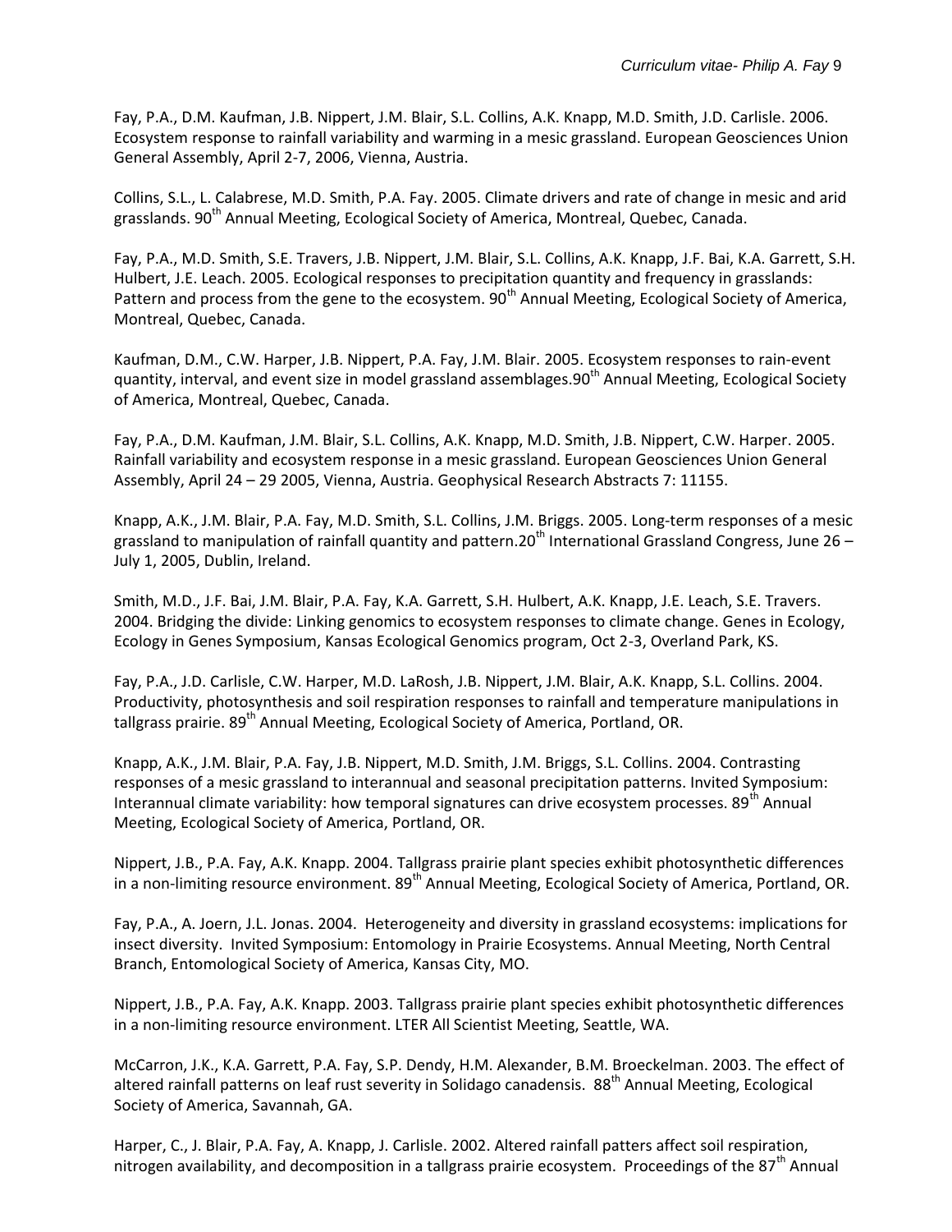Fay, P.A., D.M. Kaufman, J.B. Nippert, J.M. Blair, S.L. Collins, A.K. Knapp, M.D. Smith, J.D. Carlisle. 2006. Ecosystem response to rainfall variability and warming in a mesic grassland. European Geosciences Union General Assembly, April 2-7, 2006, Vienna, Austria.

Collins, S.L., L. Calabrese, M.D. Smith, P.A. Fay. 2005. Climate drivers and rate of change in mesic and arid grasslands. 90th Annual Meeting, Ecological Society of America, Montreal, Quebec, Canada.

Fay, P.A., M.D. Smith, S.E. Travers, J.B. Nippert, J.M. Blair, S.L. Collins, A.K. Knapp, J.F. Bai, K.A. Garrett, S.H. Hulbert, J.E. Leach. 2005. Ecological responses to precipitation quantity and frequency in grasslands: Pattern and process from the gene to the ecosystem. 90th Annual Meeting, Ecological Society of America, Montreal, Quebec, Canada.

Kaufman, D.M., C.W. Harper, J.B. Nippert, P.A. Fay, J.M. Blair. 2005. Ecosystem responses to rain-event quantity, interval, and event size in model grassland assemblages.90th Annual Meeting, Ecological Society of America, Montreal, Quebec, Canada.

Fay, P.A., D.M. Kaufman, J.M. Blair, S.L. Collins, A.K. Knapp, M.D. Smith, J.B. Nippert, C.W. Harper. 2005. Rainfall variability and ecosystem response in a mesic grassland. European Geosciences Union General Assembly, April 24 – 29 2005, Vienna, Austria. Geophysical Research Abstracts 7: 11155.

Knapp, A.K., J.M. Blair, P.A. Fay, M.D. Smith, S.L. Collins, J.M. Briggs. 2005. Long-term responses of a mesic grassland to manipulation of rainfall quantity and pattern.20th International Grassland Congress, June 26 – July 1, 2005, Dublin, Ireland.

Smith, M.D., J.F. Bai, J.M. Blair, P.A. Fay, K.A. Garrett, S.H. Hulbert, A.K. Knapp, J.E. Leach, S.E. Travers. 2004. Bridging the divide: Linking genomics to ecosystem responses to climate change. Genes in Ecology, Ecology in Genes Symposium, Kansas Ecological Genomics program, Oct 2-3, Overland Park, KS.

Fay, P.A., J.D. Carlisle, C.W. Harper, M.D. LaRosh, J.B. Nippert, J.M. Blair, A.K. Knapp, S.L. Collins. 2004. Productivity, photosynthesis and soil respiration responses to rainfall and temperature manipulations in tallgrass prairie. 89th Annual Meeting, Ecological Society of America, Portland, OR.

Knapp, A.K., J.M. Blair, P.A. Fay, J.B. Nippert, M.D. Smith, J.M. Briggs, S.L. Collins. 2004. Contrasting responses of a mesic grassland to interannual and seasonal precipitation patterns. Invited Symposium: Interannual climate variability: how temporal signatures can drive ecosystem processes. 89th Annual Meeting, Ecological Society of America, Portland, OR.

Nippert, J.B., P.A. Fay, A.K. Knapp. 2004. Tallgrass prairie plant species exhibit photosynthetic differences in a non-limiting resource environment. 89th Annual Meeting, Ecological Society of America, Portland, OR.

Fay, P.A., A. Joern, J.L. Jonas. 2004. Heterogeneity and diversity in grassland ecosystems: implications for insect diversity. Invited Symposium: Entomology in Prairie Ecosystems. Annual Meeting, North Central Branch, Entomological Society of America, Kansas City, MO.

Nippert, J.B., P.A. Fay, A.K. Knapp. 2003. Tallgrass prairie plant species exhibit photosynthetic differences in a non-limiting resource environment. LTER All Scientist Meeting, Seattle, WA.

McCarron, J.K., K.A. Garrett, P.A. Fay, S.P. Dendy, H.M. Alexander, B.M. Broeckelman. 2003. The effect of altered rainfall patterns on leaf rust severity in Solidago canadensis. 88th Annual Meeting, Ecological Society of America, Savannah, GA.

Harper, C., J. Blair, P.A. Fay, A. Knapp, J. Carlisle. 2002. Altered rainfall patters affect soil respiration, nitrogen availability, and decomposition in a tallgrass prairie ecosystem. Proceedings of the 87th Annual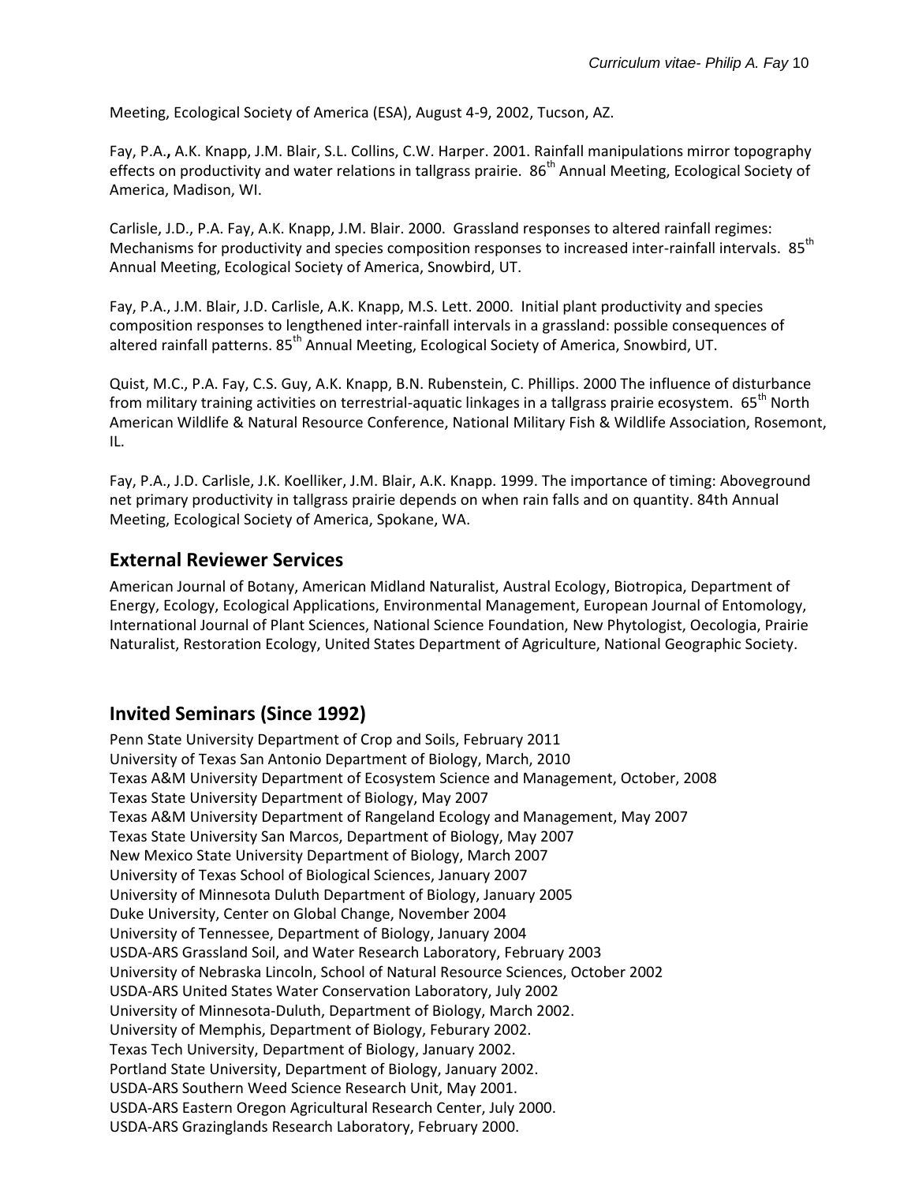Meeting, Ecological Society of America (ESA), August 4-9, 2002, Tucson, AZ.

Fay, P.A.**,** A.K. Knapp, J.M. Blair, S.L. Collins, C.W. Harper. 2001. Rainfall manipulations mirror topography effects on productivity and water relations in tallgrass prairie. 86th Annual Meeting, Ecological Society of America, Madison, WI.

Carlisle, J.D., P.A. Fay, A.K. Knapp, J.M. Blair. 2000. Grassland responses to altered rainfall regimes: Mechanisms for productivity and species composition responses to increased inter-rainfall intervals. 85th Annual Meeting, Ecological Society of America, Snowbird, UT.

Fay, P.A., J.M. Blair, J.D. Carlisle, A.K. Knapp, M.S. Lett. 2000. Initial plant productivity and species composition responses to lengthened inter-rainfall intervals in a grassland: possible consequences of altered rainfall patterns. 85th Annual Meeting, Ecological Society of America, Snowbird, UT.

Quist, M.C., P.A. Fay, C.S. Guy, A.K. Knapp, B.N. Rubenstein, C. Phillips. 2000 The influence of disturbance from military training activities on terrestrial-aquatic linkages in a tallgrass prairie ecosystem. 65th North American Wildlife & Natural Resource Conference, National Military Fish & Wildlife Association, Rosemont, IL.

Fay, P.A., J.D. Carlisle, J.K. Koelliker, J.M. Blair, A.K. Knapp. 1999. The importance of timing: Aboveground net primary productivity in tallgrass prairie depends on when rain falls and on quantity. 84th Annual Meeting, Ecological Society of America, Spokane, WA.

## External Reviewer Services

American Journal of Botany, American Midland Naturalist, Austral Ecology, Biotropica, Department of Energy, Ecology, Ecological Applications, Environmental Management, European Journal of Entomology, International Journal of Plant Sciences, National Science Foundation, New Phytologist, Oecologia, Prairie Naturalist, Restoration Ecology, United States Department of Agriculture, National Geographic Society.

## Invited Seminars (Since 1992)

Penn State University Department of Crop and Soils, February 2011
University of Texas San Antonio Department of Biology, March, 2010
Texas A&M University Department of Ecosystem Science and Management, October, 2008
Texas State University Department of Biology, May 2007
Texas A&M University Department of Rangeland Ecology and Management, May 2007
Texas State University San Marcos, Department of Biology, May 2007
New Mexico State University Department of Biology, March 2007
University of Texas School of Biological Sciences, January 2007
University of Minnesota Duluth Department of Biology, January 2005
Duke University, Center on Global Change, November 2004
University of Tennessee, Department of Biology, January 2004
USDA-ARS Grassland Soil, and Water Research Laboratory, February 2003
University of Nebraska Lincoln, School of Natural Resource Sciences, October 2002
USDA-ARS United States Water Conservation Laboratory, July 2002
University of Minnesota-Duluth, Department of Biology, March 2002.
University of Memphis, Department of Biology, Feburary 2002.
Texas Tech University, Department of Biology, January 2002.
Portland State University, Department of Biology, January 2002.
USDA-ARS Southern Weed Science Research Unit, May 2001.
USDA-ARS Eastern Oregon Agricultural Research Center, July 2000.
USDA-ARS Grazinglands Research Laboratory, February 2000.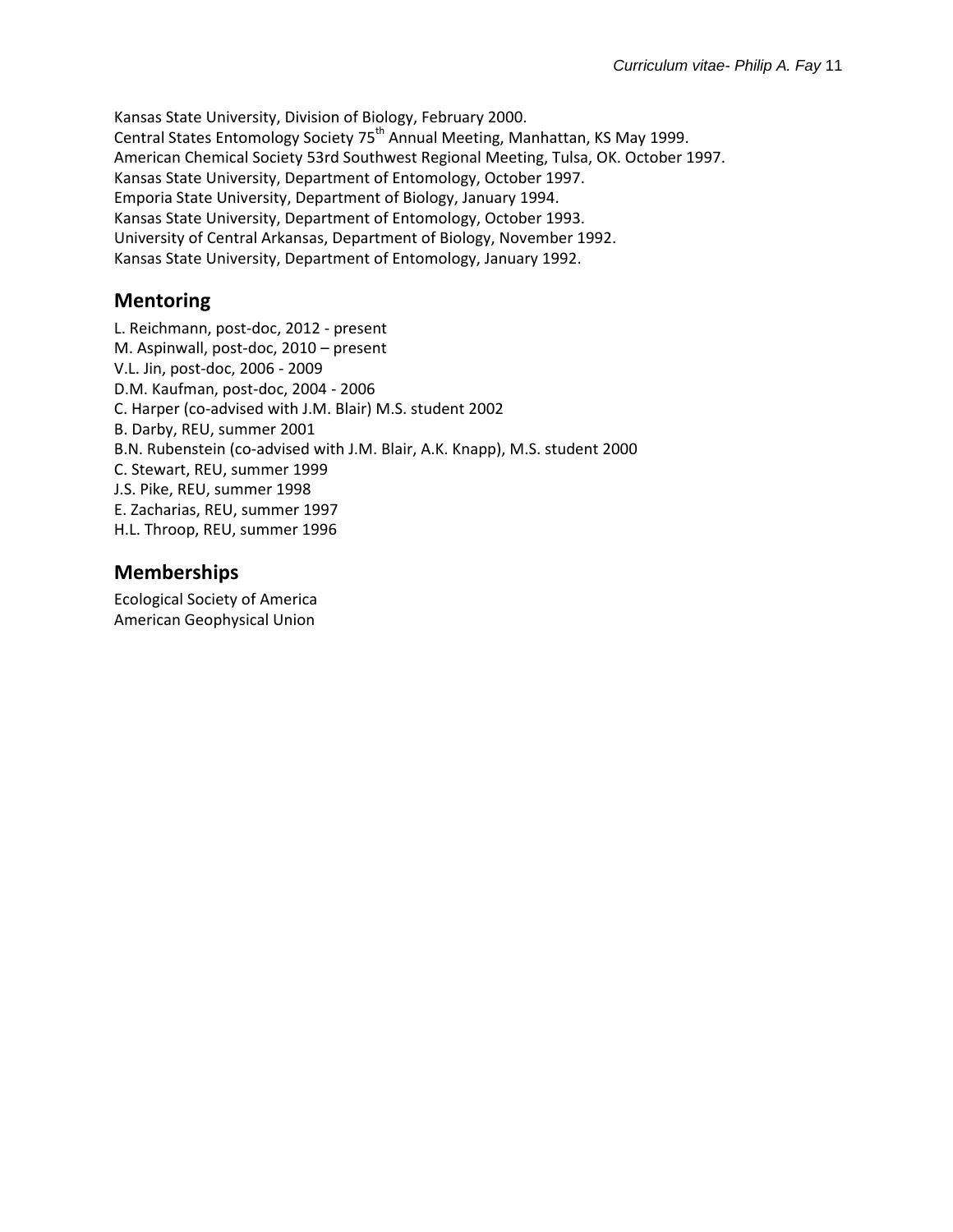Kansas State University, Division of Biology, February 2000.
Central States Entomology Society 75$^{th}$ Annual Meeting, Manhattan, KS May 1999.
American Chemical Society 53rd Southwest Regional Meeting, Tulsa, OK. October 1997.
Kansas State University, Department of Entomology, October 1997.
Emporia State University, Department of Biology, January 1994.
Kansas State University, Department of Entomology, October 1993.
University of Central Arkansas, Department of Biology, November 1992.
Kansas State University, Department of Entomology, January 1992.

## Mentoring

L. Reichmann, post-doc, 2012 - present
M. Aspinwall, post-doc, 2010 – present
V.L. Jin, post-doc, 2006 - 2009
D.M. Kaufman, post-doc, 2004 - 2006
C. Harper (co-advised with J.M. Blair) M.S. student 2002
B. Darby, REU, summer 2001
B.N. Rubenstein (co-advised with J.M. Blair, A.K. Knapp), M.S. student 2000
C. Stewart, REU, summer 1999
J.S. Pike, REU, summer 1998
E. Zacharias, REU, summer 1997
H.L. Throop, REU, summer 1996

## Memberships

Ecological Society of America
American Geophysical Union